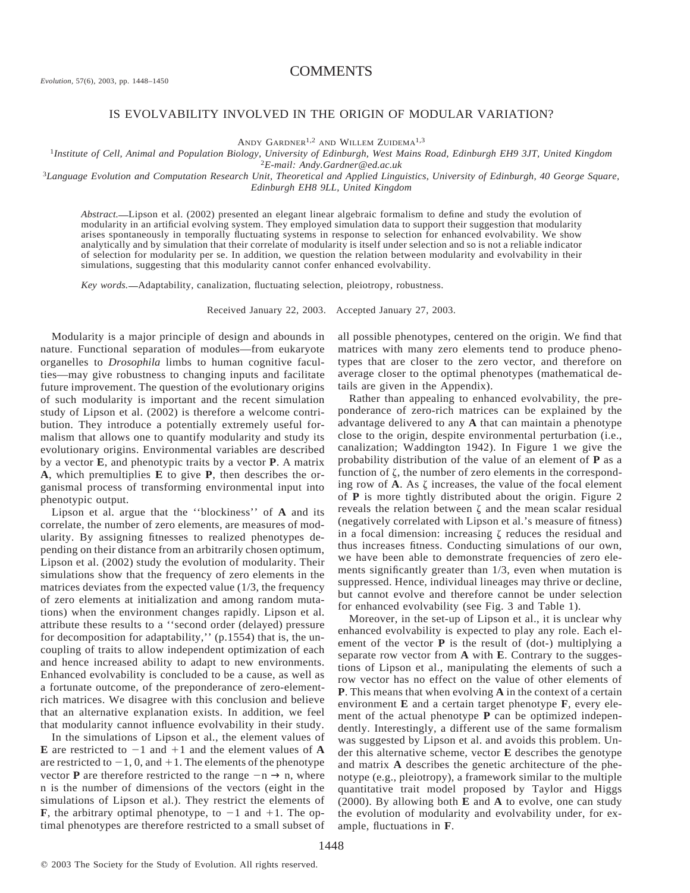# COMMENTS

## IS EVOLVABILITY INVOLVED IN THE ORIGIN OF MODULAR VARIATION?

ANDY GARDNER[1,2] AND WILLEM ZUIDEMA[1,3]

[1]*Institute of Cell, Animal and Population Biology, University of Edinburgh, West Mains Road, Edinburgh EH9 3JT, United Kingdom*

[2]*E-mail: Andy.Gardner@ed.ac.uk*

[3]*Language Evolution and Computation Research Unit, Theoretical and Applied Linguistics, University of Edinburgh, 40 George Square, Edinburgh EH8 9LL, United Kingdom*

*Abstract.*—Lipson et al. (2002) presented an elegant linear algebraic formalism to define and study the evolution of modularity in an artificial evolving system. They employed simulation data to support their suggestion that modularity arises spontaneously in temporally fluctuating systems in response to selection for enhanced evolvability. We show analytically and by simulation that their correlate of modularity is itself under selection and so is not a reliable indicator of selection for modularity per se. In addition, we question the relation between modularity and evolvability in their simulations, suggesting that this modularity cannot confer enhanced evolvability.

*Key words.*—Adaptability, canalization, fluctuating selection, pleiotropy, robustness.

Received January 22, 2003. Accepted January 27, 2003.

Modularity is a major principle of design and abounds in nature. Functional separation of modules—from eukaryote organelles to *Drosophila* limbs to human cognitive faculties—may give robustness to changing inputs and facilitate future improvement. The question of the evolutionary origins of such modularity is important and the recent simulation study of Lipson et al. (2002) is therefore a welcome contribution. They introduce a potentially extremely useful formalism that allows one to quantify modularity and study its evolutionary origins. Environmental variables are described by a vector **E**, and phenotypic traits by a vector **P**. A matrix **A**, which premultiplies **E** to give **P**, then describes the organismal process of transforming environmental input into phenotypic output.

Lipson et al. argue that the ''blockiness'' of **A** and its correlate, the number of zero elements, are measures of modularity. By assigning fitnesses to realized phenotypes depending on their distance from an arbitrarily chosen optimum, Lipson et al. (2002) study the evolution of modularity. Their simulations show that the frequency of zero elements in the matrices deviates from the expected value (1/3, the frequency of zero elements at initialization and among random mutations) when the environment changes rapidly. Lipson et al. attribute these results to a ''second order (delayed) pressure for decomposition for adaptability,'' (p.1554) that is, the uncoupling of traits to allow independent optimization of each and hence increased ability to adapt to new environments. Enhanced evolvability is concluded to be a cause, as well as a fortunate outcome, of the preponderance of zero-element-rich matrices. We disagree with this conclusion and believe that an alternative explanation exists. In addition, we feel that modularity cannot influence evolvability in their study.

In the simulations of Lipson et al., the element values of **E** are restricted to $-1$ and $+1$ and the element values of **A** are restricted to $-1$, 0, and $+1$. The elements of the phenotype vector **P** are therefore restricted to the range $-n \rightarrow n$, where n is the number of dimensions of the vectors (eight in the simulations of Lipson et al.). They restrict the elements of **F**, the arbitrary optimal phenotype, to $-1$ and $+1$. The optimal phenotypes are therefore restricted to a small subset of all possible phenotypes, centered on the origin. We find that matrices with many zero elements tend to produce phenotypes that are closer to the zero vector, and therefore on average closer to the optimal phenotypes (mathematical details are given in the Appendix).

Rather than appealing to enhanced evolvability, the preponderance of zero-rich matrices can be explained by the advantage delivered to any **A** that can maintain a phenotype close to the origin, despite environmental perturbation (i.e., canalization; Waddington 1942). In Figure 1 we give the probability distribution of the value of an element of **P** as a function of $\zeta$, the number of zero elements in the corresponding row of **A**. As $\zeta$ increases, the value of the focal element of **P** is more tightly distributed about the origin. Figure 2 reveals the relation between $\zeta$ and the mean scalar residual (negatively correlated with Lipson et al.'s measure of fitness) in a focal dimension: increasing $\zeta$ reduces the residual and thus increases fitness. Conducting simulations of our own, we have been able to demonstrate frequencies of zero elements significantly greater than 1/3, even when mutation is suppressed. Hence, individual lineages may thrive or decline, but cannot evolve and therefore cannot be under selection for enhanced evolvability (see Fig. 3 and Table 1).

Moreover, in the set-up of Lipson et al., it is unclear why enhanced evolvability is expected to play any role. Each element of the vector **P** is the result of (dot-) multiplying a separate row vector from **A** with **E**. Contrary to the suggestions of Lipson et al., manipulating the elements of such a row vector has no effect on the value of other elements of **P**. This means that when evolving **A** in the context of a certain environment **E** and a certain target phenotype **F**, every element of the actual phenotype **P** can be optimized independently. Interestingly, a different use of the same formalism was suggested by Lipson et al. and avoids this problem. Under this alternative scheme, vector **E** describes the genotype and matrix **A** describes the genetic architecture of the phenotype (e.g., pleiotropy), a framework similar to the multiple quantitative trait model proposed by Taylor and Higgs (2000). By allowing both **E** and **A** to evolve, one can study the evolution of modularity and evolvability under, for example, fluctuations in **F**.

© 2003 The Society for the Study of Evolution. All rights reserved.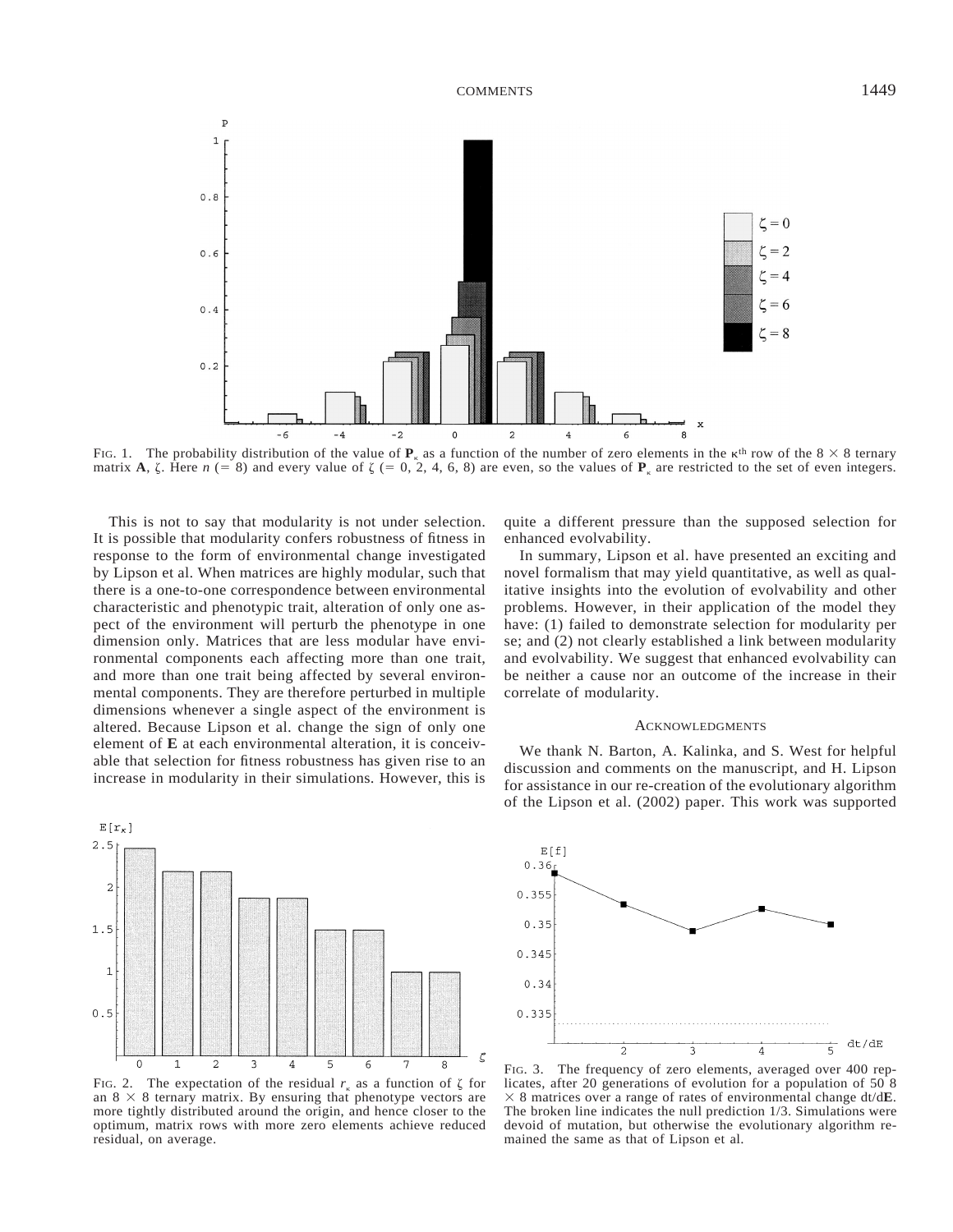FIG. 1. The probability distribution of the value of $\mathbf{P}_\kappa$ as a function of the number of zero elements in the $\kappa^{th}$ row of the $8 \times 8$ ternary matrix $\mathbf{A}$, $\zeta$. Here $n$ (= 8) and every value of $\zeta$ (= 0, 2, 4, 6, 8) are even, so the values of $\mathbf{P}_\kappa$ are restricted to the set of even integers.

This is not to say that modularity is not under selection. It is possible that modularity confers robustness of fitness in response to the form of environmental change investigated by Lipson et al. When matrices are highly modular, such that there is a one-to-one correspondence between environmental characteristic and phenotypic trait, alteration of only one aspect of the environment will perturb the phenotype in one dimension only. Matrices that are less modular have environmental components each affecting more than one trait, and more than one trait being affected by several environmental components. They are therefore perturbed in multiple dimensions whenever a single aspect of the environment is altered. Because Lipson et al. change the sign of only one element of $\mathbf{E}$ at each environmental alteration, it is conceivable that selection for fitness robustness has given rise to an increase in modularity in their simulations. However, this is quite a different pressure than the supposed selection for enhanced evolvability.

In summary, Lipson et al. have presented an exciting and novel formalism that may yield quantitative, as well as qualitative insights into the evolution of evolvability and other problems. However, in their application of the model they have: (1) failed to demonstrate selection for modularity per se; and (2) not clearly established a link between modularity and evolvability. We suggest that enhanced evolvability can be neither a cause nor an outcome of the increase in their correlate of modularity.

## ACKNOWLEDGMENTS

We thank N. Barton, A. Kalinka, and S. West for helpful discussion and comments on the manuscript, and H. Lipson for assistance in our re-creation of the evolutionary algorithm of the Lipson et al. (2002) paper. This work was supported

FIG. 2. The expectation of the residual $r_\kappa$ as a function of $\zeta$ for an $8 \times 8$ ternary matrix. By ensuring that phenotype vectors are more tightly distributed around the origin, and hence closer to the optimum, matrix rows with more zero elements achieve reduced residual, on average.

FIG. 3. The frequency of zero elements, averaged over 400 replicates, after 20 generations of evolution for a population of 50 $8 \times 8$ matrices over a range of rates of environmental change $dt/d\mathbf{E}$. The broken line indicates the null prediction 1/3. Simulations were devoid of mutation, but otherwise the evolutionary algorithm remained the same as that of Lipson et al.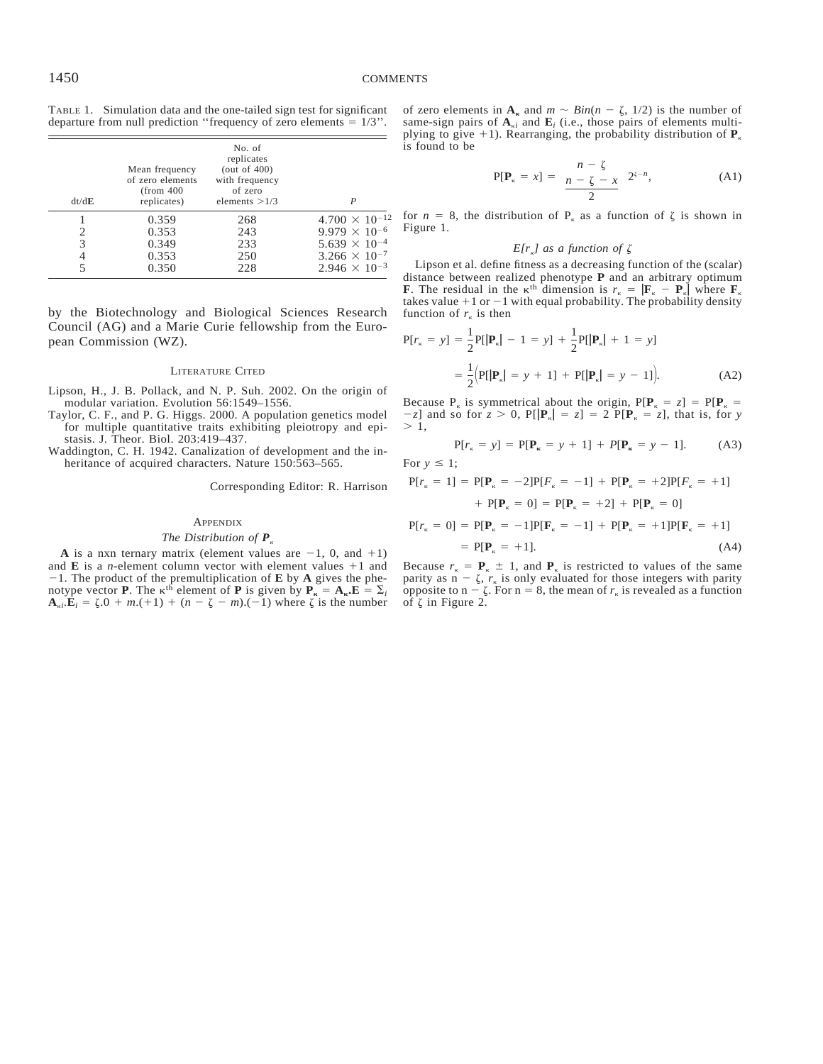TABLE 1. Simulation data and the one-tailed sign test for significant departure from null prediction ''frequency of zero elements = 1/3''.

| dt/d**E** | Mean frequency of zero elements (from 400 replicates) | No. of replicates (out of 400) with frequency of zero elements >1/3 | *P* |
|---|---|---|---|
| 1 | 0.359 | 268 | $4.700 \times 10^{-12}$ |
| 2 | 0.353 | 243 | $9.979 \times 10^{-6}$ |
| 3 | 0.349 | 233 | $5.639 \times 10^{-4}$ |
| 4 | 0.353 | 250 | $3.266 \times 10^{-7}$ |
| 5 | 0.350 | 228 | $2.946 \times 10^{-3}$ |

by the Biotechnology and Biological Sciences Research Council (AG) and a Marie Curie fellowship from the European Commission (WZ).

## LITERATURE CITED

Lipson, H., J. B. Pollack, and N. P. Suh. 2002. On the origin of modular variation. Evolution 56:1549–1556.

Taylor, C. F., and P. G. Higgs. 2000. A population genetics model for multiple quantitative traits exhibiting pleiotropy and epistasis. J. Theor. Biol. 203:419–437.

Waddington, C. H. 1942. Canalization of development and the inheritance of acquired characters. Nature 150:563–565.

Corresponding Editor: R. Harrison

## APPENDIX

### *The Distribution of $\mathbf{P}_\kappa$*

**A** is a nxn ternary matrix (element values are $-1$, 0, and $+1$) and **E** is a *n*-element column vector with element values $+1$ and $-1$. The product of the premultiplication of **E** by **A** gives the phenotype vector **P**. The $\kappa^{\text{th}}$ element of **P** is given by $\mathbf{P}_\kappa = \mathbf{A}_\kappa.\mathbf{E} = \Sigma_i \mathbf{A}_{\kappa i}.\mathbf{E}_i = \zeta.0 + m.(+1) + (n - \zeta - m).(-1)$ where $\zeta$ is the number of zero elements in $\mathbf{A}_\kappa$ and $m \sim Bin(n - \zeta, 1/2)$ is the number of same-sign pairs of $\mathbf{A}_{\kappa i}$ and $\mathbf{E}_i$ (i.e., those pairs of elements multiplying to give $+1$). Rearranging, the probability distribution of $\mathbf{P}_\kappa$ is found to be

$$\mathrm{P}[\mathbf{P}_\kappa = x] = \binom{n - \zeta}{\frac{n - \zeta - x}{2}} 2^{\zeta - n}, \tag{A1}$$

for $n = 8$, the distribution of $\mathrm{P}_\kappa$ as a function of $\zeta$ is shown in Figure 1.

### *$E[r_\kappa]$ as a function of $\zeta$*

Lipson et al. define fitness as a decreasing function of the (scalar) distance between realized phenotype **P** and an arbitrary optimum **F**. The residual in the $\kappa^{\text{th}}$ dimension is $r_\kappa = |\mathbf{F}_\kappa - \mathbf{P}_\kappa|$ where $\mathbf{F}_\kappa$ takes value $+1$ or $-1$ with equal probability. The probability density function of $r_\kappa$ is then

$$\mathrm{P}[r_\kappa = y] = \frac{1}{2}\mathrm{P}[|\mathbf{P}_\kappa| - 1 = y] + \frac{1}{2}\mathrm{P}[|\mathbf{P}_\kappa| + 1 = y]$$

$$= \frac{1}{2}\Big(\mathrm{P}[|\mathbf{P}_\kappa| = y + 1] + \mathrm{P}[|\mathbf{P}_\kappa| = y - 1]\Big). \tag{A2}$$

Because $\mathrm{P}_\kappa$ is symmetrical about the origin, $\mathrm{P}[\mathbf{P}_\kappa = z] = \mathrm{P}[\mathbf{P}_\kappa = -z]$ and so for $z > 0$, $\mathrm{P}[|\mathbf{P}_\kappa| = z] = 2\,\mathrm{P}[\mathbf{P}_\kappa = z]$, that is, for $y > 1$,

$$\mathrm{P}[r_\kappa = y] = \mathrm{P}[\mathbf{P}_\kappa = y + 1] + P[\mathbf{P}_\kappa = y - 1]. \tag{A3}$$

For $y \le 1$;

$$\mathrm{P}[r_\kappa = 1] = \mathrm{P}[\mathbf{P}_\kappa = -2]\mathrm{P}[F_\kappa = -1] + \mathrm{P}[\mathbf{P}_\kappa = +2]\mathrm{P}[F_\kappa = +1]$$

$$+ \mathrm{P}[\mathbf{P}_\kappa = 0] = \mathrm{P}[\mathbf{P}_\kappa = +2] + \mathrm{P}[\mathbf{P}_\kappa = 0]$$

$$\mathrm{P}[r_\kappa = 0] = \mathrm{P}[\mathbf{P}_\kappa = -1]\mathrm{P}[\mathbf{F}_\kappa = -1] + \mathrm{P}[\mathbf{P}_\kappa = +1]\mathrm{P}[\mathbf{F}_\kappa = +1]$$

$$= \mathrm{P}[\mathbf{P}_\kappa = +1]. \tag{A4}$$

Because $r_\kappa = \mathbf{P}_\kappa \pm 1$, and $\mathbf{P}_\kappa$ is restricted to values of the same parity as $n - \zeta$, $r_\kappa$ is only evaluated for those integers with parity opposite to $n - \zeta$. For $n = 8$, the mean of $r_\kappa$ is revealed as a function of $\zeta$ in Figure 2.